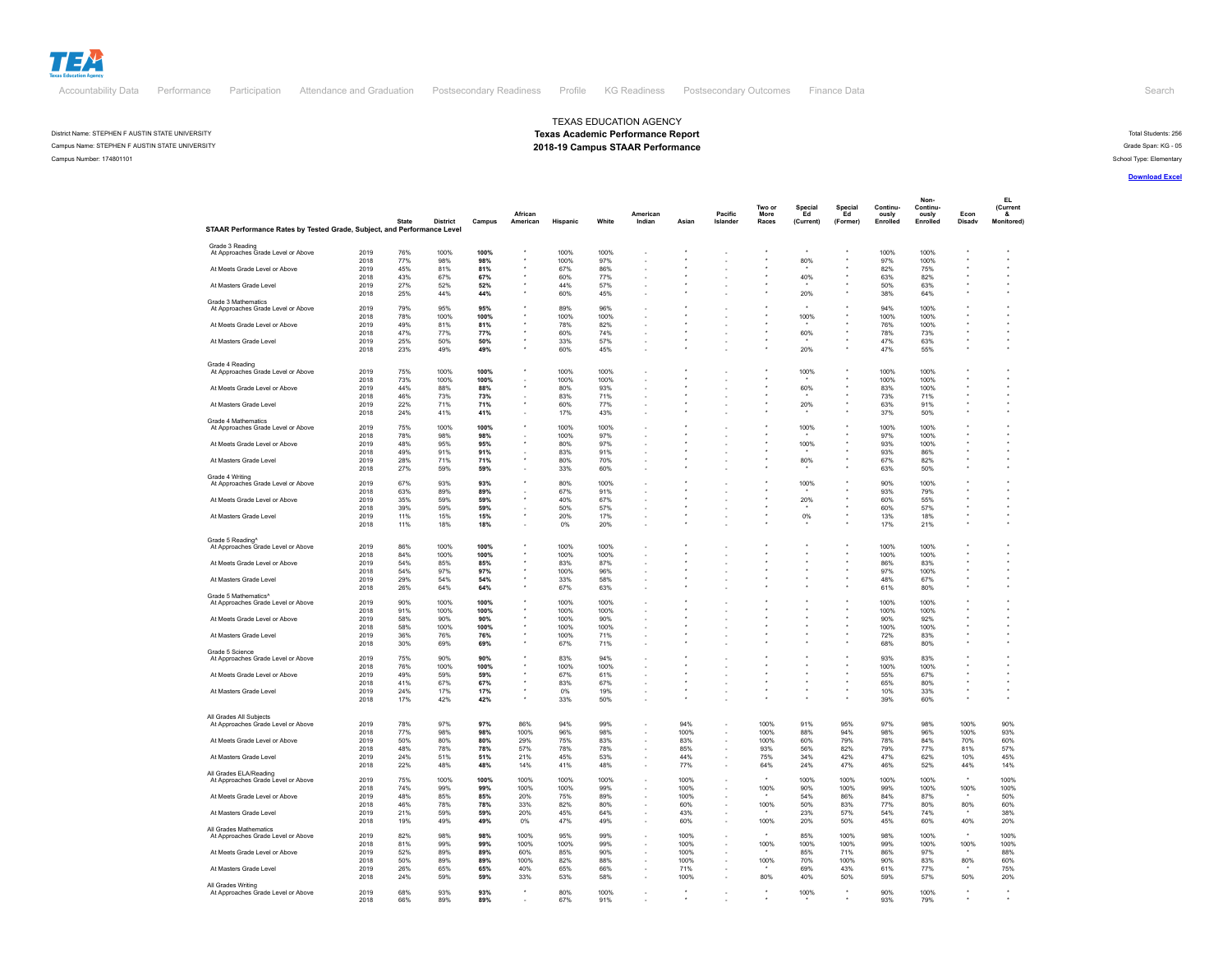TEA
Texas Education Agency

Accountability Data | Performance | Participation | Attendance and Graduation | Postsecondary Readiness | Profile | KG Readiness | Postsecondary Outcomes | Finance Data | Search

District Name: STEPHEN F AUSTIN STATE UNIVERSITY
Campus Name: STEPHEN F AUSTIN STATE UNIVERSITY
Campus Number: 174801101

# TEXAS EDUCATION AGENCY
## Texas Academic Performance Report
## 2018-19 Campus STAAR Performance

Total Students: 256
Grade Span: KG - 05
School Type: Elementary

**Download Excel**

| STAAR Performance Rates by Tested Grade, Subject, and Performance Level | | State | District | Campus | African American | Hispanic | White | American Indian | Asian | Pacific Islander | Two or More Races | Special Ed (Current) | Special Ed (Former) | Continuously Enrolled | Non-Continuously Enrolled | Econ Disadv | EL (Current & Monitored) |
|---|---|---|---|---|---|---|---|---|---|---|---|---|---|---|---|---|---|
| **Grade 3 Reading** | | | | | | | | | | | | | | | | | |
| At Approaches Grade Level or Above | 2019 | 76% | 100% | **100%** | * | 100% | 100% | - | * | - | * | * | * | 100% | 100% | * | * |
| | 2018 | 77% | 98% | **98%** | * | 100% | 97% | - | * | - | * | 80% | * | 97% | 100% | * | * |
| At Meets Grade Level or Above | 2019 | 45% | 81% | **81%** | * | 67% | 86% | - | * | - | * | * | * | 82% | 75% | * | * |
| | 2018 | 43% | 67% | **67%** | * | 60% | 77% | - | * | - | * | 40% | * | 63% | 82% | * | * |
| At Masters Grade Level | 2019 | 27% | 52% | **52%** | * | 44% | 57% | - | * | - | * | * | * | 50% | 63% | * | * |
| | 2018 | 25% | 44% | **44%** | * | 60% | 45% | - | * | - | * | 20% | * | 38% | 64% | * | * |
| **Grade 3 Mathematics** | | | | | | | | | | | | | | | | | |
| At Approaches Grade Level or Above | 2019 | 79% | 95% | **95%** | * | 89% | 96% | - | * | - | * | * | * | 94% | 100% | * | * |
| | 2018 | 78% | 100% | **100%** | * | 100% | 100% | - | * | - | * | 100% | * | 100% | 100% | * | * |
| At Meets Grade Level or Above | 2019 | 49% | 81% | **81%** | * | 78% | 82% | - | * | - | * | * | * | 76% | 100% | * | * |
| | 2018 | 47% | 77% | **77%** | * | 60% | 74% | - | * | - | * | 60% | * | 78% | 73% | * | * |
| At Masters Grade Level | 2019 | 25% | 50% | **50%** | * | 33% | 57% | - | * | - | * | * | * | 47% | 63% | * | * |
| | 2018 | 23% | 49% | **49%** | * | 60% | 45% | - | * | - | * | 20% | * | 47% | 55% | * | * |
| **Grade 4 Reading** | | | | | | | | | | | | | | | | | |
| At Approaches Grade Level or Above | 2019 | 75% | 100% | **100%** | * | 100% | 100% | - | * | - | * | 100% | * | 100% | 100% | * | * |
| | 2018 | 73% | 100% | **100%** | - | 100% | 100% | - | * | - | * | * | * | 100% | 100% | * | * |
| At Meets Grade Level or Above | 2019 | 44% | 88% | **88%** | * | 80% | 93% | - | * | - | * | 60% | * | 83% | 100% | * | * |
| | 2018 | 46% | 73% | **73%** | - | 83% | 71% | - | * | - | * | * | * | 73% | 71% | * | * |
| At Masters Grade Level | 2019 | 22% | 71% | **71%** | * | 60% | 77% | - | * | - | * | 20% | * | 63% | 91% | * | * |
| | 2018 | 24% | 41% | **41%** | - | 17% | 43% | - | * | - | * | * | * | 37% | 50% | * | * |
| **Grade 4 Mathematics** | | | | | | | | | | | | | | | | | |
| At Approaches Grade Level or Above | 2019 | 75% | 100% | **100%** | * | 100% | 100% | - | * | - | * | 100% | * | 100% | 100% | * | * |
| | 2018 | 78% | 98% | **98%** | - | 100% | 97% | - | * | - | * | * | * | 97% | 100% | * | * |
| At Meets Grade Level or Above | 2019 | 48% | 95% | **95%** | * | 80% | 97% | - | * | - | * | 100% | * | 93% | 100% | * | * |
| | 2018 | 49% | 91% | **91%** | - | 83% | 91% | - | * | - | * | * | * | 93% | 86% | * | * |
| At Masters Grade Level | 2019 | 28% | 71% | **71%** | * | 80% | 70% | - | * | - | * | 80% | * | 67% | 82% | * | * |
| | 2018 | 27% | 59% | **59%** | - | 33% | 60% | - | * | - | * | * | * | 63% | 50% | * | * |
| **Grade 4 Writing** | | | | | | | | | | | | | | | | | |
| At Approaches Grade Level or Above | 2019 | 67% | 93% | **93%** | * | 80% | 100% | - | * | - | * | 100% | * | 90% | 100% | * | * |
| | 2018 | 63% | 89% | **89%** | - | 67% | 91% | - | * | - | * | * | * | 93% | 79% | * | * |
| At Meets Grade Level or Above | 2019 | 35% | 59% | **59%** | * | 40% | 67% | - | * | - | * | 20% | * | 60% | 55% | * | * |
| | 2018 | 39% | 59% | **59%** | - | 50% | 57% | - | * | - | * | * | * | 60% | 57% | * | * |
| At Masters Grade Level | 2019 | 11% | 15% | **15%** | * | 20% | 17% | - | * | - | * | 0% | * | 13% | 18% | * | * |
| | 2018 | 11% | 18% | **18%** | - | 0% | 20% | - | * | - | * | * | * | 17% | 21% | * | * |
| **Grade 5 Reading^** | | | | | | | | | | | | | | | | | |
| At Approaches Grade Level or Above | 2019 | 86% | 100% | **100%** | * | 100% | 100% | - | * | - | * | * | * | 100% | 100% | * | * |
| | 2018 | 84% | 100% | **100%** | * | 100% | 100% | - | * | - | * | * | * | 100% | 100% | * | * |
| At Meets Grade Level or Above | 2019 | 54% | 85% | **85%** | * | 83% | 87% | - | * | - | * | * | * | 86% | 83% | * | * |
| | 2018 | 54% | 97% | **97%** | * | 100% | 96% | - | * | - | * | * | * | 97% | 100% | * | * |
| At Masters Grade Level | 2019 | 29% | 54% | **54%** | * | 33% | 58% | - | * | - | * | * | * | 48% | 67% | * | * |
| | 2018 | 26% | 64% | **64%** | * | 67% | 63% | - | * | - | * | * | * | 61% | 80% | * | * |
| **Grade 5 Mathematics^** | | | | | | | | | | | | | | | | | |
| At Approaches Grade Level or Above | 2019 | 90% | 100% | **100%** | * | 100% | 100% | - | * | - | * | * | * | 100% | 100% | * | * |
| | 2018 | 91% | 100% | **100%** | * | 100% | 100% | - | * | - | * | * | * | 100% | 100% | * | * |
| At Meets Grade Level or Above | 2019 | 58% | 90% | **90%** | * | 100% | 90% | - | * | - | * | * | * | 90% | 92% | * | * |
| | 2018 | 58% | 100% | **100%** | * | 100% | 100% | - | * | - | * | * | * | 100% | 100% | * | * |
| At Masters Grade Level | 2019 | 36% | 76% | **76%** | * | 100% | 71% | - | * | - | * | * | * | 72% | 83% | * | * |
| | 2018 | 30% | 69% | **69%** | * | 67% | 71% | - | * | - | * | * | * | 68% | 80% | * | * |
| **Grade 5 Science** | | | | | | | | | | | | | | | | | |
| At Approaches Grade Level or Above | 2019 | 75% | 90% | **90%** | * | 83% | 94% | - | * | - | * | * | * | 93% | 83% | * | * |
| | 2018 | 76% | 100% | **100%** | * | 100% | 100% | - | * | - | * | * | * | 100% | 100% | * | * |
| At Meets Grade Level or Above | 2019 | 49% | 59% | **59%** | * | 67% | 61% | - | * | - | * | * | * | 55% | 67% | * | * |
| | 2018 | 41% | 67% | **67%** | * | 83% | 67% | - | * | - | * | * | * | 65% | 80% | * | * |
| At Masters Grade Level | 2019 | 24% | 17% | **17%** | * | 0% | 19% | - | * | - | * | * | * | 10% | 33% | * | * |
| | 2018 | 17% | 42% | **42%** | * | 33% | 50% | - | * | - | * | * | * | 39% | 60% | * | * |
| **All Grades All Subjects** | | | | | | | | | | | | | | | | | |
| At Approaches Grade Level or Above | 2019 | 78% | 97% | **97%** | 86% | 94% | 99% | - | 94% | - | 100% | 91% | 95% | 97% | 98% | 100% | 90% |
| | 2018 | 77% | 98% | **98%** | 100% | 96% | 98% | - | 100% | - | 100% | 88% | 94% | 98% | 96% | 100% | 93% |
| At Meets Grade Level or Above | 2019 | 50% | 80% | **80%** | 29% | 75% | 83% | - | 83% | - | 100% | 60% | 79% | 78% | 84% | 70% | 60% |
| | 2018 | 48% | 78% | **78%** | 57% | 78% | 78% | - | 85% | - | 93% | 56% | 82% | 79% | 77% | 81% | 57% |
| At Masters Grade Level | 2019 | 24% | 51% | **51%** | 21% | 45% | 53% | - | 44% | - | 75% | 34% | 42% | 47% | 62% | 10% | 45% |
| | 2018 | 22% | 48% | **48%** | 14% | 41% | 48% | - | 77% | - | 64% | 24% | 47% | 46% | 52% | 44% | 14% |
| **All Grades ELA/Reading** | | | | | | | | | | | | | | | | | |
| At Approaches Grade Level or Above | 2019 | 75% | 100% | **100%** | 100% | 100% | 100% | - | 100% | - | * | 100% | 100% | 100% | 100% | * | 100% |
| | 2018 | 74% | 99% | **99%** | 100% | 100% | 99% | - | 100% | - | 100% | 90% | 100% | 99% | 100% | 100% | 100% |
| At Meets Grade Level or Above | 2019 | 48% | 85% | **85%** | 20% | 75% | 89% | - | 100% | - | * | 54% | 86% | 84% | 87% | * | 50% |
| | 2018 | 46% | 78% | **78%** | 33% | 82% | 80% | - | 60% | - | 100% | 50% | 83% | 77% | 80% | 80% | 60% |
| At Masters Grade Level | 2019 | 21% | 59% | **59%** | 20% | 45% | 64% | - | 43% | - | * | 23% | 57% | 54% | 74% | * | 38% |
| | 2018 | 19% | 49% | **49%** | 0% | 47% | 49% | - | 60% | - | 100% | 20% | 50% | 45% | 60% | 40% | 20% |
| **All Grades Mathematics** | | | | | | | | | | | | | | | | | |
| At Approaches Grade Level or Above | 2019 | 82% | 98% | **98%** | 100% | 95% | 99% | - | 100% | - | * | 85% | 100% | 98% | 100% | * | 100% |
| | 2018 | 81% | 99% | **99%** | 100% | 100% | 99% | - | 100% | - | 100% | 100% | 100% | 99% | 100% | 100% | 100% |
| At Meets Grade Level or Above | 2019 | 52% | 89% | **89%** | 60% | 85% | 90% | - | 100% | - | * | 85% | 71% | 86% | 97% | * | 88% |
| | 2018 | 50% | 89% | **89%** | 100% | 82% | 88% | - | 100% | - | 100% | 70% | 100% | 90% | 83% | 80% | 60% |
| At Masters Grade Level | 2019 | 26% | 65% | **65%** | 40% | 65% | 66% | - | 71% | - | * | 69% | 43% | 61% | 77% | * | 75% |
| | 2018 | 24% | 59% | **59%** | 33% | 53% | 58% | - | 100% | - | 80% | 40% | 50% | 59% | 57% | 50% | 20% |
| **All Grades Writing** | | | | | | | | | | | | | | | | | |
| At Approaches Grade Level or Above | 2019 | 68% | 93% | **93%** | * | 80% | 100% | - | * | - | * | 100% | * | 90% | 100% | * | * |
| | 2018 | 66% | 89% | **89%** | - | 67% | 91% | - | * | - | * | * | * | 93% | 79% | * | * |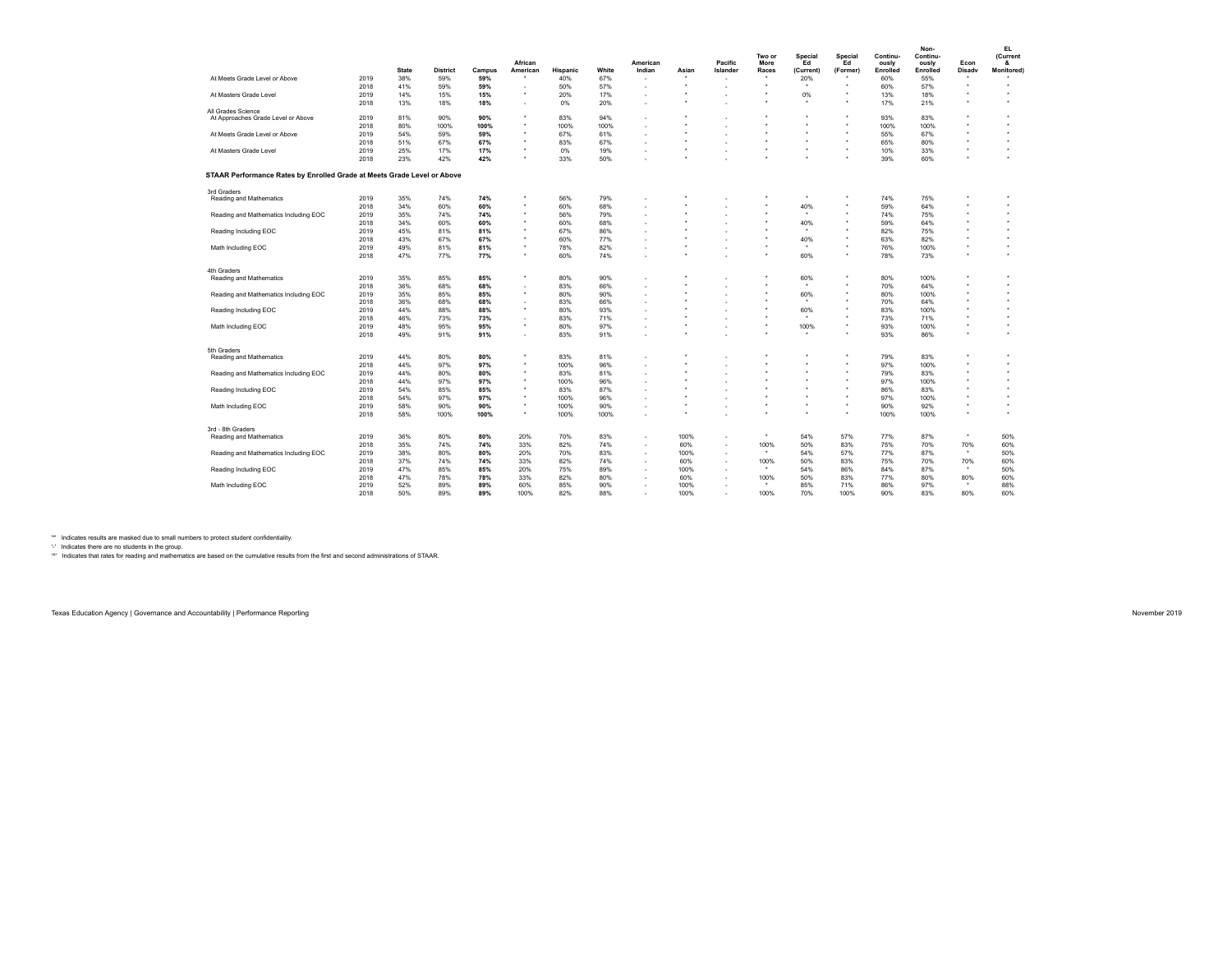| | | State | District | Campus | African American | Hispanic | White | American Indian | Asian | Pacific Islander | Two or More Races | Special Ed (Current) | Special Ed (Former) | Continuously Enrolled | Non-Continuously Enrolled | Econ Disadv | EL (Current & Monitored) |
|---|---|---|---|---|---|---|---|---|---|---|---|---|---|---|---|---|---|
| At Meets Grade Level or Above | 2019 | 38% | 59% | **59%** | * | 40% | 67% | - | * | - | * | 20% | * | 60% | 55% | * | * |
| | 2018 | 41% | 59% | **59%** | - | 50% | 57% | - | * | - | * | * | * | 60% | 57% | * | * |
| At Masters Grade Level | 2019 | 14% | 15% | **15%** | * | 20% | 17% | - | * | - | * | 0% | * | 13% | 18% | * | * |
| | 2018 | 13% | 18% | **18%** | - | 0% | 20% | - | * | - | * | * | * | 17% | 21% | * | * |
| All Grades Science | | | | | | | | | | | | | | | | | |
| At Approaches Grade Level or Above | 2019 | 81% | 90% | **90%** | * | 83% | 94% | - | * | - | * | * | * | 93% | 83% | * | * |
| | 2018 | 80% | 100% | **100%** | * | 100% | 100% | - | * | - | * | * | * | 100% | 100% | * | * |
| At Meets Grade Level or Above | 2019 | 54% | 59% | **59%** | * | 67% | 61% | - | * | - | * | * | * | 55% | 67% | * | * |
| | 2018 | 51% | 67% | **67%** | * | 83% | 67% | - | * | - | * | * | * | 65% | 80% | * | * |
| At Masters Grade Level | 2019 | 25% | 17% | **17%** | * | 0% | 19% | - | * | - | * | * | * | 10% | 33% | * | * |
| | 2018 | 23% | 42% | **42%** | * | 33% | 50% | - | * | - | * | * | * | 39% | 60% | * | * |

**STAAR Performance Rates by Enrolled Grade at Meets Grade Level or Above**

| | | State | District | Campus | African American | Hispanic | White | American Indian | Asian | Pacific Islander | Two or More Races | Special Ed (Current) | Special Ed (Former) | Continuously Enrolled | Non-Continuously Enrolled | Econ Disadv | EL (Current & Monitored) |
|---|---|---|---|---|---|---|---|---|---|---|---|---|---|---|---|---|---|
| 3rd Graders | | | | | | | | | | | | | | | | | |
| Reading and Mathematics | 2019 | 35% | 74% | **74%** | * | 56% | 79% | - | * | - | * | * | * | 74% | 75% | * | * |
| | 2018 | 34% | 60% | **60%** | * | 60% | 68% | - | * | - | * | 40% | * | 59% | 64% | * | * |
| Reading and Mathematics Including EOC | 2019 | 35% | 74% | **74%** | * | 56% | 79% | - | * | - | * | * | * | 74% | 75% | * | * |
| | 2018 | 34% | 60% | **60%** | * | 60% | 68% | - | * | - | * | 40% | * | 59% | 64% | * | * |
| Reading Including EOC | 2019 | 45% | 81% | **81%** | * | 67% | 86% | - | * | - | * | * | * | 82% | 75% | * | * |
| | 2018 | 43% | 67% | **67%** | * | 60% | 77% | - | * | - | * | 40% | * | 63% | 82% | * | * |
| Math Including EOC | 2019 | 49% | 81% | **81%** | * | 78% | 82% | - | * | - | * | * | * | 76% | 100% | * | * |
| | 2018 | 47% | 77% | **77%** | * | 60% | 74% | - | * | - | * | 60% | * | 78% | 73% | * | * |
| 4th Graders | | | | | | | | | | | | | | | | | |
| Reading and Mathematics | 2019 | 35% | 85% | **85%** | * | 80% | 90% | - | * | - | * | 60% | * | 80% | 100% | * | * |
| | 2018 | 36% | 68% | **68%** | - | 83% | 66% | - | * | - | * | * | * | 70% | 64% | * | * |
| Reading and Mathematics Including EOC | 2019 | 35% | 85% | **85%** | * | 80% | 90% | - | * | - | * | 60% | * | 80% | 100% | * | * |
| | 2018 | 36% | 68% | **68%** | - | 83% | 66% | - | * | - | * | * | * | 70% | 64% | * | * |
| Reading Including EOC | 2019 | 44% | 88% | **88%** | * | 80% | 93% | - | * | - | * | 60% | * | 83% | 100% | * | * |
| | 2018 | 46% | 73% | **73%** | - | 83% | 71% | - | * | - | * | * | * | 73% | 71% | * | * |
| Math Including EOC | 2019 | 48% | 95% | **95%** | * | 80% | 97% | - | * | - | * | 100% | * | 93% | 100% | * | * |
| | 2018 | 49% | 91% | **91%** | - | 83% | 91% | - | * | - | * | * | * | 93% | 86% | * | * |
| 5th Graders | | | | | | | | | | | | | | | | | |
| Reading and Mathematics | 2019 | 44% | 80% | **80%** | * | 83% | 81% | - | * | - | * | * | * | 79% | 83% | * | * |
| | 2018 | 44% | 97% | **97%** | * | 100% | 96% | - | * | - | * | * | * | 97% | 100% | * | * |
| Reading and Mathematics Including EOC | 2019 | 44% | 80% | **80%** | * | 83% | 81% | - | * | - | * | * | * | 79% | 83% | * | * |
| | 2018 | 44% | 97% | **97%** | * | 100% | 96% | - | * | - | * | * | * | 97% | 100% | * | * |
| Reading Including EOC | 2019 | 54% | 85% | **85%** | * | 83% | 87% | - | * | - | * | * | * | 86% | 83% | * | * |
| | 2018 | 54% | 97% | **97%** | * | 100% | 96% | - | * | - | * | * | * | 97% | 100% | * | * |
| Math Including EOC | 2019 | 58% | 90% | **90%** | * | 100% | 90% | - | * | - | * | * | * | 90% | 92% | * | * |
| | 2018 | 58% | 100% | **100%** | * | 100% | 100% | - | * | - | * | * | * | 100% | 100% | * | * |
| 3rd - 8th Graders | | | | | | | | | | | | | | | | | |
| Reading and Mathematics | 2019 | 36% | 80% | **80%** | 20% | 70% | 83% | - | 100% | - | * | 54% | 57% | 77% | 87% | * | 50% |
| | 2018 | 35% | 74% | **74%** | 33% | 82% | 74% | - | 60% | - | 100% | 50% | 83% | 75% | 70% | 70% | 60% |
| Reading and Mathematics Including EOC | 2019 | 38% | 80% | **80%** | 20% | 70% | 83% | - | 100% | - | * | 54% | 57% | 77% | 87% | * | 50% |
| | 2018 | 37% | 74% | **74%** | 33% | 82% | 74% | - | 60% | - | 100% | 50% | 83% | 75% | 70% | 70% | 60% |
| Reading Including EOC | 2019 | 47% | 85% | **85%** | 20% | 75% | 89% | - | 100% | - | * | 54% | 86% | 84% | 87% | * | 50% |
| | 2018 | 47% | 78% | **78%** | 33% | 82% | 80% | - | 60% | - | 100% | 50% | 83% | 77% | 80% | 80% | 60% |
| Math Including EOC | 2019 | 52% | 89% | **89%** | 60% | 85% | 90% | - | 100% | - | * | 85% | 71% | 86% | 97% | * | 88% |
| | 2018 | 50% | 89% | **89%** | 100% | 82% | 88% | - | 100% | - | 100% | 70% | 100% | 90% | 83% | 80% | 60% |

'*' Indicates results are masked due to small numbers to protect student confidentiality.

'-' Indicates there are no students in the group.

'^' Indicates that rates for reading and mathematics are based on the cumulative results from the first and second administrations of STAAR.